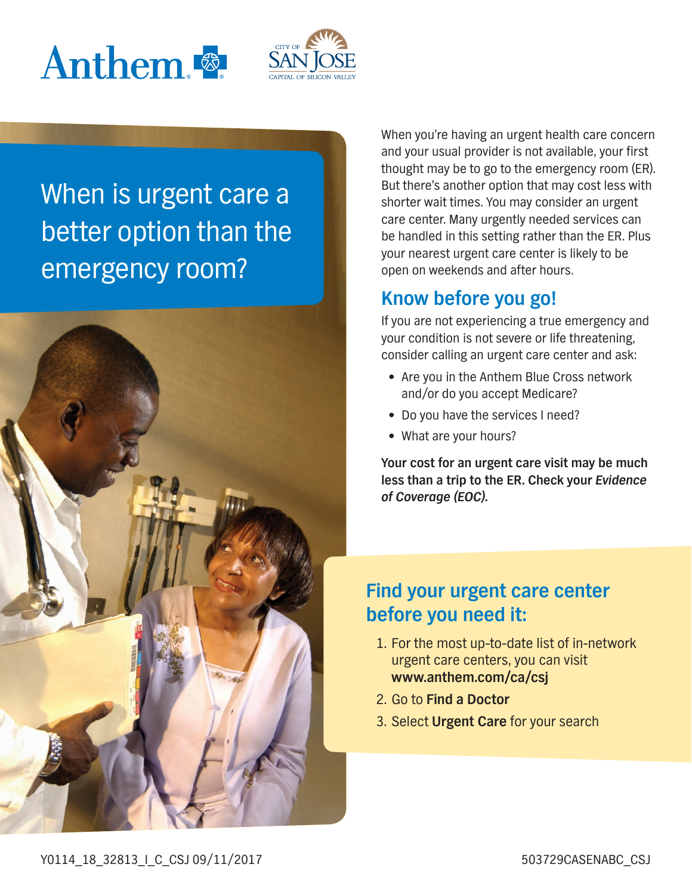# When is urgent care a better option than the emergency room?

When you're having an urgent health care concern and your usual provider is not available, your first thought may be to go to the emergency room (ER). But there's another option that may cost less with shorter wait times. You may consider an urgent care center. Many urgently needed services can be handled in this setting rather than the ER. Plus your nearest urgent care center is likely to be open on weekends and after hours.

## Know before you go!

If you are not experiencing a true emergency and your condition is not severe or life threatening, consider calling an urgent care center and ask:

- Are you in the Anthem Blue Cross network and/or do you accept Medicare?
- Do you have the services I need?
- What are your hours?

**Your cost for an urgent care visit may be much less than a trip to the ER. Check your *Evidence of Coverage (EOC).***

## Find your urgent care center before you need it:

1. For the most up-to-date list of in-network urgent care centers, you can visit **www.anthem.com/ca/csj**
2. Go to **Find a Doctor**
3. Select **Urgent Care** for your search

Y0114_18_32813_I_C_CSJ 09/11/2017

503729CASENABC_CSJ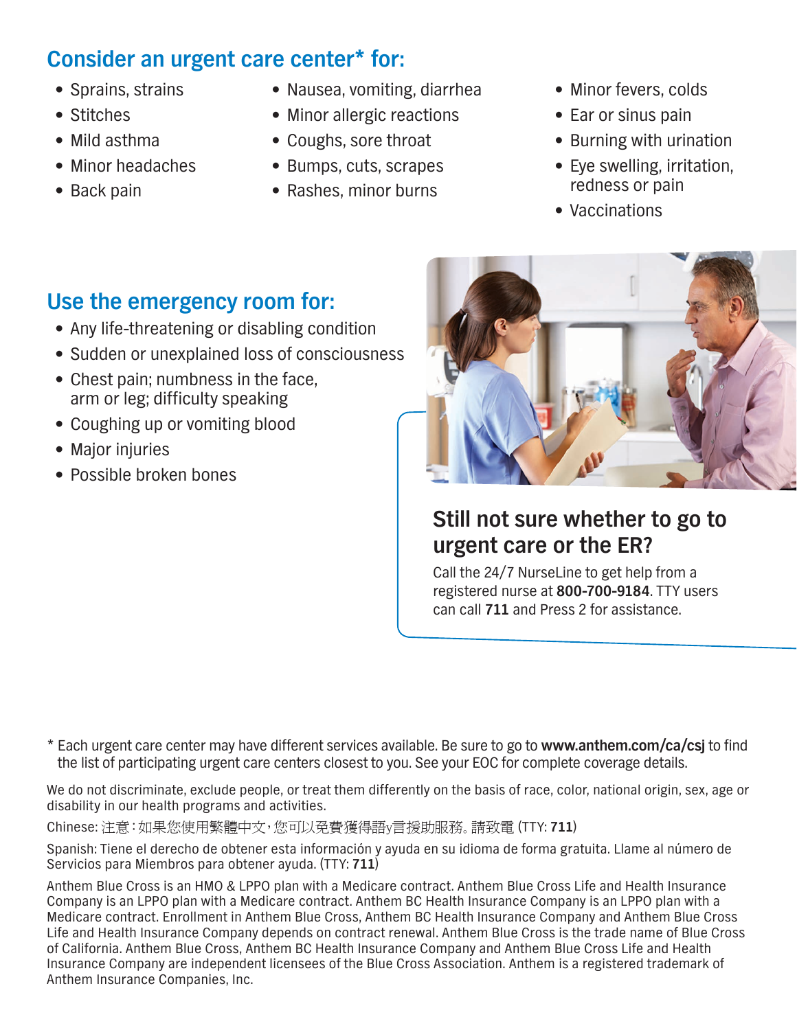## Consider an urgent care center* for:

- Sprains, strains
- Stitches
- Mild asthma
- Minor headaches
- Back pain
- Nausea, vomiting, diarrhea
- Minor allergic reactions
- Coughs, sore throat
- Bumps, cuts, scrapes
- Rashes, minor burns
- Minor fevers, colds
- Ear or sinus pain
- Burning with urination
- Eye swelling, irritation, redness or pain
- Vaccinations

## Use the emergency room for:

- Any life-threatening or disabling condition
- Sudden or unexplained loss of consciousness
- Chest pain; numbness in the face, arm or leg; difficulty speaking
- Coughing up or vomiting blood
- Major injuries
- Possible broken bones

### Still not sure whether to go to urgent care or the ER?

Call the 24/7 NurseLine to get help from a registered nurse at **800-700-9184**. TTY users can call **711** and Press 2 for assistance.

* Each urgent care center may have different services available. Be sure to go to **www.anthem.com/ca/csj** to find the list of participating urgent care centers closest to you. See your EOC for complete coverage details.

We do not discriminate, exclude people, or treat them differently on the basis of race, color, national origin, sex, age or disability in our health programs and activities.

Chinese: 注意：如果您使用繁體中文，您可以免費獲得語y言援助服務。請致電 (TTY: **711**)

Spanish: Tiene el derecho de obtener esta información y ayuda en su idioma de forma gratuita. Llame al número de Servicios para Miembros para obtener ayuda. (TTY: **711**)

Anthem Blue Cross is an HMO & LPPO plan with a Medicare contract. Anthem Blue Cross Life and Health Insurance Company is an LPPO plan with a Medicare contract. Anthem BC Health Insurance Company is an LPPO plan with a Medicare contract. Enrollment in Anthem Blue Cross, Anthem BC Health Insurance Company and Anthem Blue Cross Life and Health Insurance Company depends on contract renewal. Anthem Blue Cross is the trade name of Blue Cross of California. Anthem Blue Cross, Anthem BC Health Insurance Company and Anthem Blue Cross Life and Health Insurance Company are independent licensees of the Blue Cross Association. Anthem is a registered trademark of Anthem Insurance Companies, Inc.